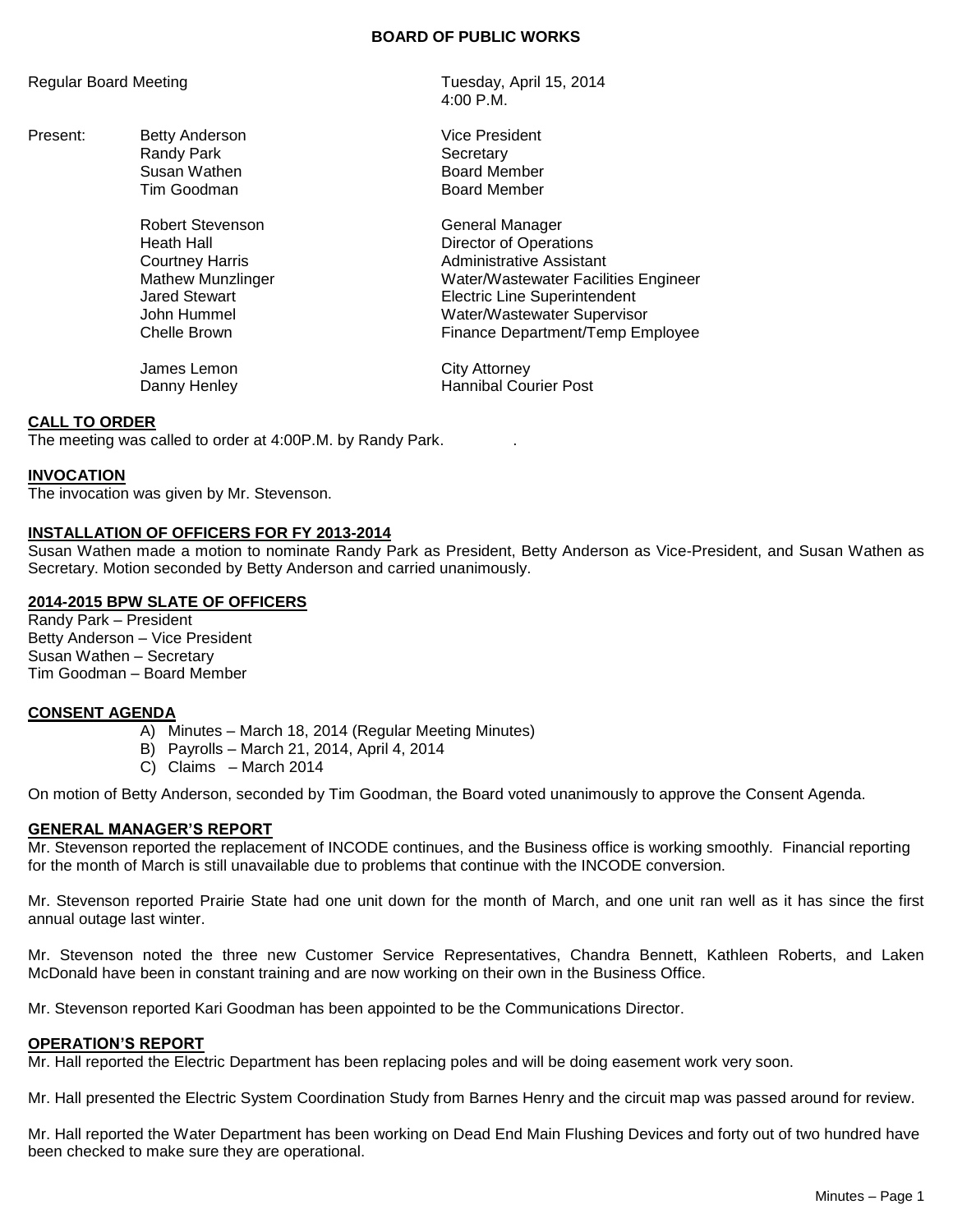# BOARD OF PUBLIC WORKS

Regular Board Meeting — Tuesday, April 15, 2014, 4:00 P.M.

| | | |
|---|---|---|
| Present: | Betty Anderson | Vice President |
| | Randy Park | Secretary |
| | Susan Wathen | Board Member |
| | Tim Goodman | Board Member |
| | Robert Stevenson | General Manager |
| | Heath Hall | Director of Operations |
| | Courtney Harris | Administrative Assistant |
| | Mathew Munzlinger | Water/Wastewater Facilities Engineer |
| | Jared Stewart | Electric Line Superintendent |
| | John Hummel | Water/Wastewater Supervisor |
| | Chelle Brown | Finance Department/Temp Employee |
| | James Lemon | City Attorney |
| | Danny Henley | Hannibal Courier Post |

## CALL TO ORDER

The meeting was called to order at 4:00P.M. by Randy Park.

## INVOCATION

The invocation was given by Mr. Stevenson.

## INSTALLATION OF OFFICERS FOR FY 2013-2014

Susan Wathen made a motion to nominate Randy Park as President, Betty Anderson as Vice-President, and Susan Wathen as Secretary. Motion seconded by Betty Anderson and carried unanimously.

## 2014-2015 BPW SLATE OF OFFICERS

Randy Park – President
Betty Anderson – Vice President
Susan Wathen – Secretary
Tim Goodman – Board Member

## CONSENT AGENDA

A) Minutes – March 18, 2014 (Regular Meeting Minutes)
B) Payrolls – March 21, 2014, April 4, 2014
C) Claims – March 2014

On motion of Betty Anderson, seconded by Tim Goodman, the Board voted unanimously to approve the Consent Agenda.

## GENERAL MANAGER'S REPORT

Mr. Stevenson reported the replacement of INCODE continues, and the Business office is working smoothly. Financial reporting for the month of March is still unavailable due to problems that continue with the INCODE conversion.

Mr. Stevenson reported Prairie State had one unit down for the month of March, and one unit ran well as it has since the first annual outage last winter.

Mr. Stevenson noted the three new Customer Service Representatives, Chandra Bennett, Kathleen Roberts, and Laken McDonald have been in constant training and are now working on their own in the Business Office.

Mr. Stevenson reported Kari Goodman has been appointed to be the Communications Director.

## OPERATION'S REPORT

Mr. Hall reported the Electric Department has been replacing poles and will be doing easement work very soon.

Mr. Hall presented the Electric System Coordination Study from Barnes Henry and the circuit map was passed around for review.

Mr. Hall reported the Water Department has been working on Dead End Main Flushing Devices and forty out of two hundred have been checked to make sure they are operational.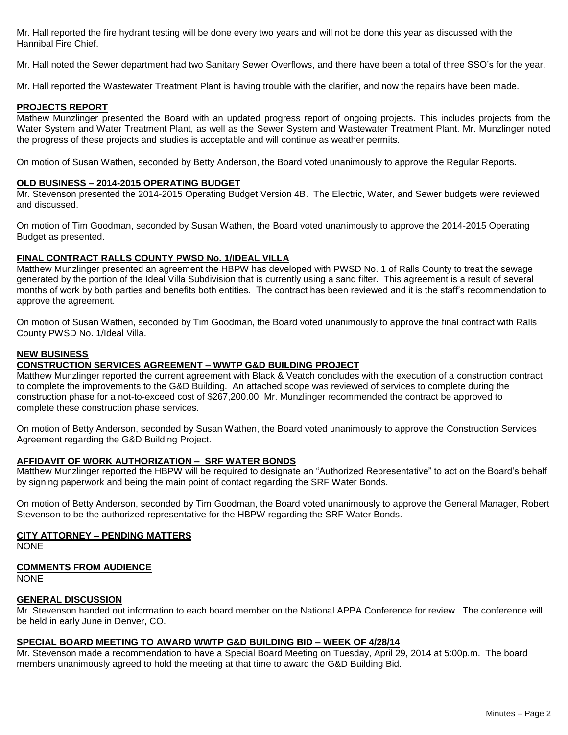Mr. Hall reported the fire hydrant testing will be done every two years and will not be done this year as discussed with the Hannibal Fire Chief.

Mr. Hall noted the Sewer department had two Sanitary Sewer Overflows, and there have been a total of three SSO's for the year.

Mr. Hall reported the Wastewater Treatment Plant is having trouble with the clarifier, and now the repairs have been made.

**PROJECTS REPORT**

Mathew Munzlinger presented the Board with an updated progress report of ongoing projects. This includes projects from the Water System and Water Treatment Plant, as well as the Sewer System and Wastewater Treatment Plant. Mr. Munzlinger noted the progress of these projects and studies is acceptable and will continue as weather permits.

On motion of Susan Wathen, seconded by Betty Anderson, the Board voted unanimously to approve the Regular Reports.

**OLD BUSINESS – 2014-2015 OPERATING BUDGET**

Mr. Stevenson presented the 2014-2015 Operating Budget Version 4B. The Electric, Water, and Sewer budgets were reviewed and discussed.

On motion of Tim Goodman, seconded by Susan Wathen, the Board voted unanimously to approve the 2014-2015 Operating Budget as presented.

**FINAL CONTRACT RALLS COUNTY PWSD No. 1/IDEAL VILLA**

Matthew Munzlinger presented an agreement the HBPW has developed with PWSD No. 1 of Ralls County to treat the sewage generated by the portion of the Ideal Villa Subdivision that is currently using a sand filter. This agreement is a result of several months of work by both parties and benefits both entities. The contract has been reviewed and it is the staff's recommendation to approve the agreement.

On motion of Susan Wathen, seconded by Tim Goodman, the Board voted unanimously to approve the final contract with Ralls County PWSD No. 1/Ideal Villa.

**NEW BUSINESS**

**CONSTRUCTION SERVICES AGREEMENT – WWTP G&D BUILDING PROJECT**

Matthew Munzlinger reported the current agreement with Black & Veatch concludes with the execution of a construction contract to complete the improvements to the G&D Building. An attached scope was reviewed of services to complete during the construction phase for a not-to-exceed cost of $267,200.00. Mr. Munzlinger recommended the contract be approved to complete these construction phase services.

On motion of Betty Anderson, seconded by Susan Wathen, the Board voted unanimously to approve the Construction Services Agreement regarding the G&D Building Project.

**AFFIDAVIT OF WORK AUTHORIZATION – SRF WATER BONDS**

Matthew Munzlinger reported the HBPW will be required to designate an "Authorized Representative" to act on the Board's behalf by signing paperwork and being the main point of contact regarding the SRF Water Bonds.

On motion of Betty Anderson, seconded by Tim Goodman, the Board voted unanimously to approve the General Manager, Robert Stevenson to be the authorized representative for the HBPW regarding the SRF Water Bonds.

**CITY ATTORNEY – PENDING MATTERS**

NONE

**COMMENTS FROM AUDIENCE**

NONE

**GENERAL DISCUSSION**

Mr. Stevenson handed out information to each board member on the National APPA Conference for review. The conference will be held in early June in Denver, CO.

**SPECIAL BOARD MEETING TO AWARD WWTP G&D BUILDING BID – WEEK OF 4/28/14**

Mr. Stevenson made a recommendation to have a Special Board Meeting on Tuesday, April 29, 2014 at 5:00p.m. The board members unanimously agreed to hold the meeting at that time to award the G&D Building Bid.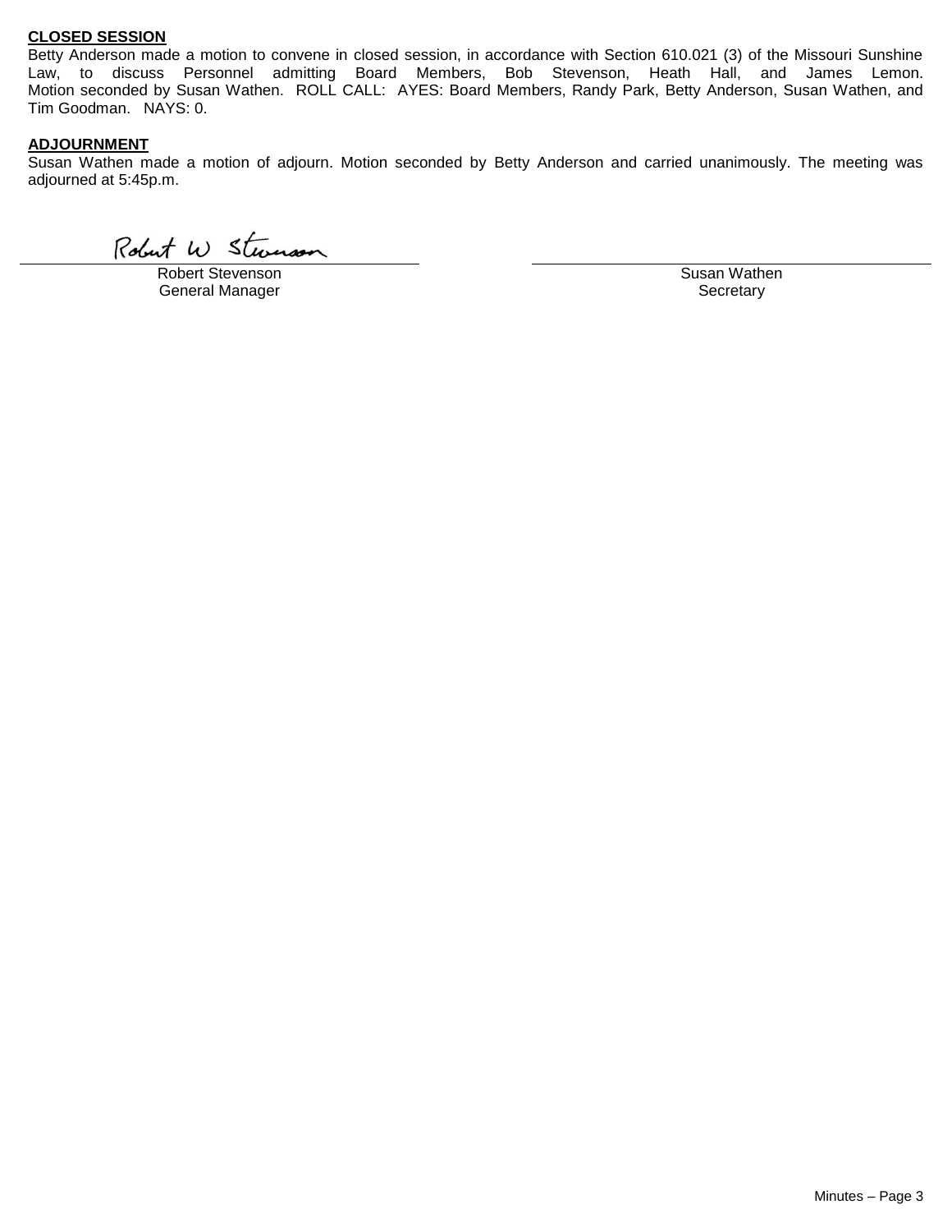**CLOSED SESSION**

Betty Anderson made a motion to convene in closed session, in accordance with Section 610.021 (3) of the Missouri Sunshine Law, to discuss Personnel admitting Board Members, Bob Stevenson, Heath Hall, and James Lemon. Motion seconded by Susan Wathen. ROLL CALL: AYES: Board Members, Randy Park, Betty Anderson, Susan Wathen, and Tim Goodman. NAYS: 0.

**ADJOURNMENT**

Susan Wathen made a motion of adjourn. Motion seconded by Betty Anderson and carried unanimously. The meeting was adjourned at 5:45p.m.

Robert W Stevenson

Robert Stevenson
General Manager

Susan Wathen
Secretary